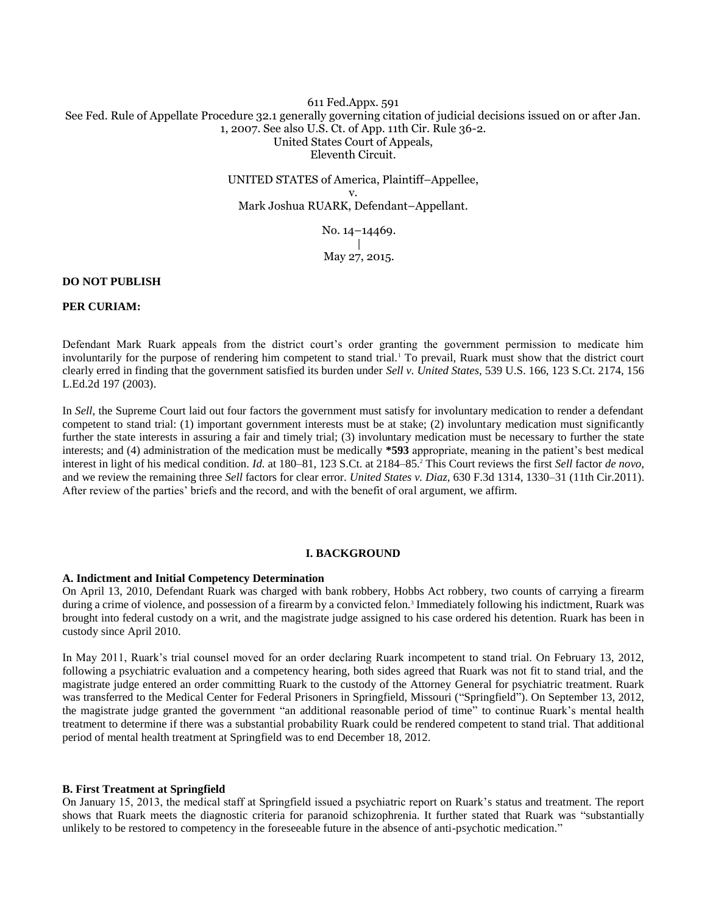611 Fed.Appx. 591

See Fed. Rule of Appellate Procedure 32.1 generally governing citation of judicial decisions issued on or after Jan. 1, 2007. See also U.S. Ct. of App. 11th Cir. Rule 36-2.

United States Court of Appeals,
Eleventh Circuit.

UNITED STATES of America, Plaintiff–Appellee,
v.
Mark Joshua RUARK, Defendant–Appellant.

No. 14–14469.
|
May 27, 2015.

**DO NOT PUBLISH**

**PER CURIAM:**

Defendant Mark Ruark appeals from the district court's order granting the government permission to medicate him involuntarily for the purpose of rendering him competent to stand trial.[1] To prevail, Ruark must show that the district court clearly erred in finding that the government satisfied its burden under *Sell v. United States*, 539 U.S. 166, 123 S.Ct. 2174, 156 L.Ed.2d 197 (2003).

In *Sell*, the Supreme Court laid out four factors the government must satisfy for involuntary medication to render a defendant competent to stand trial: (1) important government interests must be at stake; (2) involuntary medication must significantly further the state interests in assuring a fair and timely trial; (3) involuntary medication must be necessary to further the state interests; and (4) administration of the medication must be medically **\*593** appropriate, meaning in the patient's best medical interest in light of his medical condition. *Id.* at 180–81, 123 S.Ct. at 2184–85.[2] This Court reviews the first *Sell* factor *de novo*, and we review the remaining three *Sell* factors for clear error. *United States v. Diaz*, 630 F.3d 1314, 1330–31 (11th Cir.2011). After review of the parties' briefs and the record, and with the benefit of oral argument, we affirm.

## I. BACKGROUND

### A. Indictment and Initial Competency Determination

On April 13, 2010, Defendant Ruark was charged with bank robbery, Hobbs Act robbery, two counts of carrying a firearm during a crime of violence, and possession of a firearm by a convicted felon.[3] Immediately following his indictment, Ruark was brought into federal custody on a writ, and the magistrate judge assigned to his case ordered his detention. Ruark has been in custody since April 2010.

In May 2011, Ruark's trial counsel moved for an order declaring Ruark incompetent to stand trial. On February 13, 2012, following a psychiatric evaluation and a competency hearing, both sides agreed that Ruark was not fit to stand trial, and the magistrate judge entered an order committing Ruark to the custody of the Attorney General for psychiatric treatment. Ruark was transferred to the Medical Center for Federal Prisoners in Springfield, Missouri ("Springfield"). On September 13, 2012, the magistrate judge granted the government "an additional reasonable period of time" to continue Ruark's mental health treatment to determine if there was a substantial probability Ruark could be rendered competent to stand trial. That additional period of mental health treatment at Springfield was to end December 18, 2012.

### B. First Treatment at Springfield

On January 15, 2013, the medical staff at Springfield issued a psychiatric report on Ruark's status and treatment. The report shows that Ruark meets the diagnostic criteria for paranoid schizophrenia. It further stated that Ruark was "substantially unlikely to be restored to competency in the foreseeable future in the absence of anti-psychotic medication."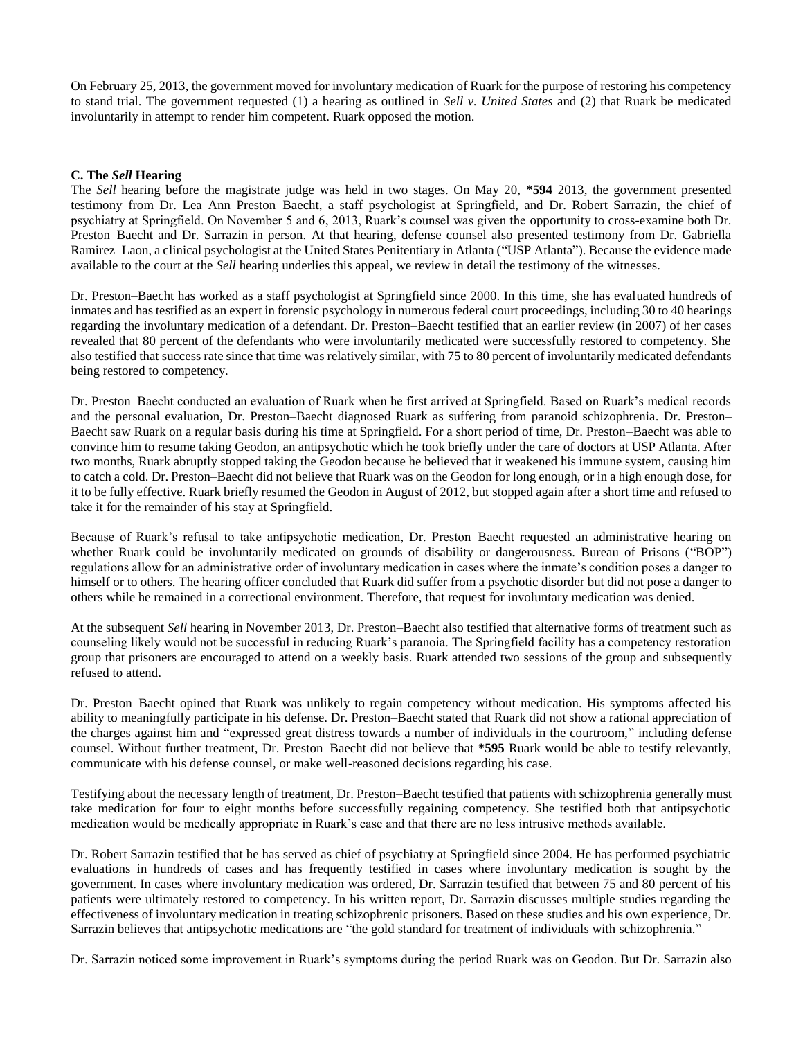On February 25, 2013, the government moved for involuntary medication of Ruark for the purpose of restoring his competency to stand trial. The government requested (1) a hearing as outlined in *Sell v. United States* and (2) that Ruark be medicated involuntarily in attempt to render him competent. Ruark opposed the motion.

**C. The *Sell* Hearing**

The *Sell* hearing before the magistrate judge was held in two stages. On May 20, **\*594** 2013, the government presented testimony from Dr. Lea Ann Preston–Baecht, a staff psychologist at Springfield, and Dr. Robert Sarrazin, the chief of psychiatry at Springfield. On November 5 and 6, 2013, Ruark's counsel was given the opportunity to cross-examine both Dr. Preston–Baecht and Dr. Sarrazin in person. At that hearing, defense counsel also presented testimony from Dr. Gabriella Ramirez–Laon, a clinical psychologist at the United States Penitentiary in Atlanta ("USP Atlanta"). Because the evidence made available to the court at the *Sell* hearing underlies this appeal, we review in detail the testimony of the witnesses.

Dr. Preston–Baecht has worked as a staff psychologist at Springfield since 2000. In this time, she has evaluated hundreds of inmates and has testified as an expert in forensic psychology in numerous federal court proceedings, including 30 to 40 hearings regarding the involuntary medication of a defendant. Dr. Preston–Baecht testified that an earlier review (in 2007) of her cases revealed that 80 percent of the defendants who were involuntarily medicated were successfully restored to competency. She also testified that success rate since that time was relatively similar, with 75 to 80 percent of involuntarily medicated defendants being restored to competency.

Dr. Preston–Baecht conducted an evaluation of Ruark when he first arrived at Springfield. Based on Ruark's medical records and the personal evaluation, Dr. Preston–Baecht diagnosed Ruark as suffering from paranoid schizophrenia. Dr. Preston–Baecht saw Ruark on a regular basis during his time at Springfield. For a short period of time, Dr. Preston–Baecht was able to convince him to resume taking Geodon, an antipsychotic which he took briefly under the care of doctors at USP Atlanta. After two months, Ruark abruptly stopped taking the Geodon because he believed that it weakened his immune system, causing him to catch a cold. Dr. Preston–Baecht did not believe that Ruark was on the Geodon for long enough, or in a high enough dose, for it to be fully effective. Ruark briefly resumed the Geodon in August of 2012, but stopped again after a short time and refused to take it for the remainder of his stay at Springfield.

Because of Ruark's refusal to take antipsychotic medication, Dr. Preston–Baecht requested an administrative hearing on whether Ruark could be involuntarily medicated on grounds of disability or dangerousness. Bureau of Prisons ("BOP") regulations allow for an administrative order of involuntary medication in cases where the inmate's condition poses a danger to himself or to others. The hearing officer concluded that Ruark did suffer from a psychotic disorder but did not pose a danger to others while he remained in a correctional environment. Therefore, that request for involuntary medication was denied.

At the subsequent *Sell* hearing in November 2013, Dr. Preston–Baecht also testified that alternative forms of treatment such as counseling likely would not be successful in reducing Ruark's paranoia. The Springfield facility has a competency restoration group that prisoners are encouraged to attend on a weekly basis. Ruark attended two sessions of the group and subsequently refused to attend.

Dr. Preston–Baecht opined that Ruark was unlikely to regain competency without medication. His symptoms affected his ability to meaningfully participate in his defense. Dr. Preston–Baecht stated that Ruark did not show a rational appreciation of the charges against him and "expressed great distress towards a number of individuals in the courtroom," including defense counsel. Without further treatment, Dr. Preston–Baecht did not believe that **\*595** Ruark would be able to testify relevantly, communicate with his defense counsel, or make well-reasoned decisions regarding his case.

Testifying about the necessary length of treatment, Dr. Preston–Baecht testified that patients with schizophrenia generally must take medication for four to eight months before successfully regaining competency. She testified both that antipsychotic medication would be medically appropriate in Ruark's case and that there are no less intrusive methods available.

Dr. Robert Sarrazin testified that he has served as chief of psychiatry at Springfield since 2004. He has performed psychiatric evaluations in hundreds of cases and has frequently testified in cases where involuntary medication is sought by the government. In cases where involuntary medication was ordered, Dr. Sarrazin testified that between 75 and 80 percent of his patients were ultimately restored to competency. In his written report, Dr. Sarrazin discusses multiple studies regarding the effectiveness of involuntary medication in treating schizophrenic prisoners. Based on these studies and his own experience, Dr. Sarrazin believes that antipsychotic medications are "the gold standard for treatment of individuals with schizophrenia."

Dr. Sarrazin noticed some improvement in Ruark's symptoms during the period Ruark was on Geodon. But Dr. Sarrazin also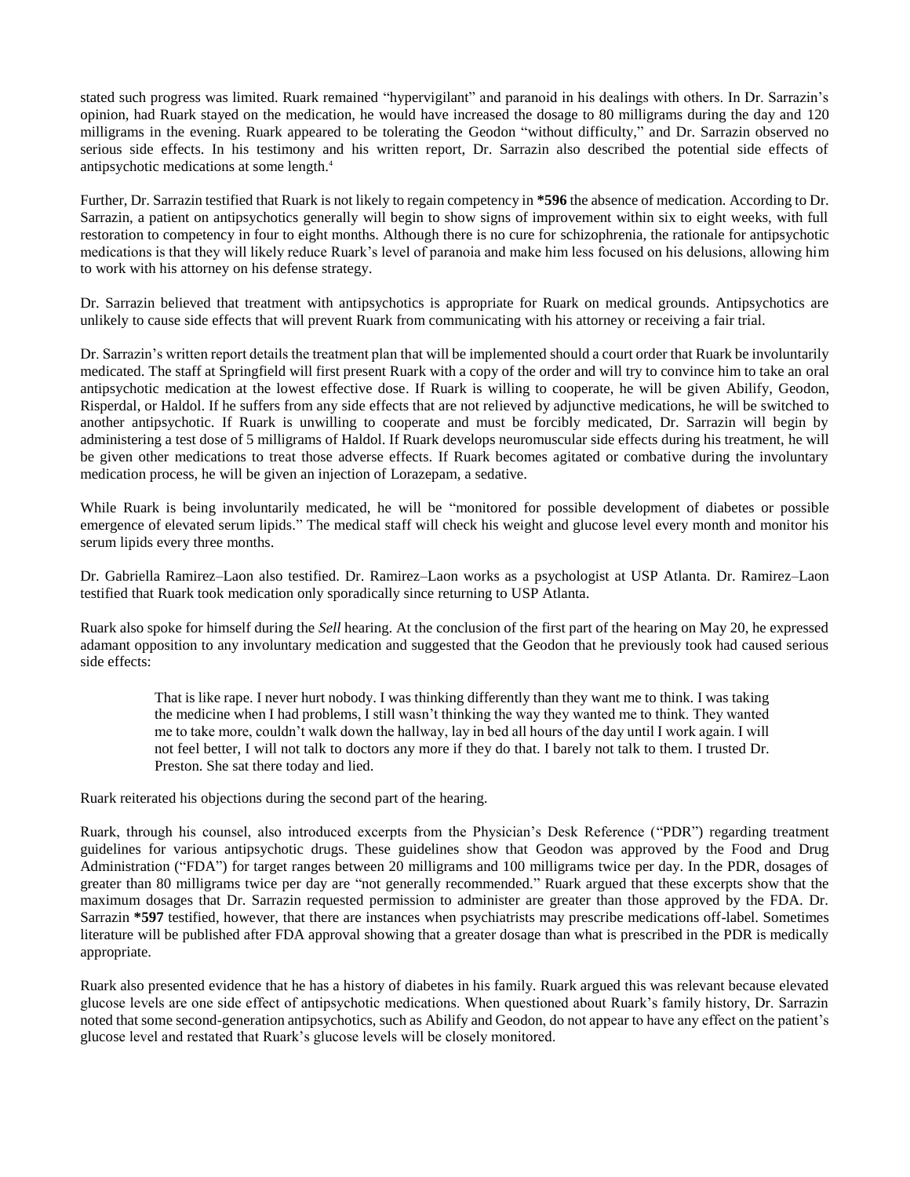stated such progress was limited. Ruark remained "hypervigilant" and paranoid in his dealings with others. In Dr. Sarrazin's opinion, had Ruark stayed on the medication, he would have increased the dosage to 80 milligrams during the day and 120 milligrams in the evening. Ruark appeared to be tolerating the Geodon "without difficulty," and Dr. Sarrazin observed no serious side effects. In his testimony and his written report, Dr. Sarrazin also described the potential side effects of antipsychotic medications at some length.[4]

Further, Dr. Sarrazin testified that Ruark is not likely to regain competency in **\*596** the absence of medication. According to Dr. Sarrazin, a patient on antipsychotics generally will begin to show signs of improvement within six to eight weeks, with full restoration to competency in four to eight months. Although there is no cure for schizophrenia, the rationale for antipsychotic medications is that they will likely reduce Ruark's level of paranoia and make him less focused on his delusions, allowing him to work with his attorney on his defense strategy.

Dr. Sarrazin believed that treatment with antipsychotics is appropriate for Ruark on medical grounds. Antipsychotics are unlikely to cause side effects that will prevent Ruark from communicating with his attorney or receiving a fair trial.

Dr. Sarrazin's written report details the treatment plan that will be implemented should a court order that Ruark be involuntarily medicated. The staff at Springfield will first present Ruark with a copy of the order and will try to convince him to take an oral antipsychotic medication at the lowest effective dose. If Ruark is willing to cooperate, he will be given Abilify, Geodon, Risperdal, or Haldol. If he suffers from any side effects that are not relieved by adjunctive medications, he will be switched to another antipsychotic. If Ruark is unwilling to cooperate and must be forcibly medicated, Dr. Sarrazin will begin by administering a test dose of 5 milligrams of Haldol. If Ruark develops neuromuscular side effects during his treatment, he will be given other medications to treat those adverse effects. If Ruark becomes agitated or combative during the involuntary medication process, he will be given an injection of Lorazepam, a sedative.

While Ruark is being involuntarily medicated, he will be "monitored for possible development of diabetes or possible emergence of elevated serum lipids." The medical staff will check his weight and glucose level every month and monitor his serum lipids every three months.

Dr. Gabriella Ramirez–Laon also testified. Dr. Ramirez–Laon works as a psychologist at USP Atlanta. Dr. Ramirez–Laon testified that Ruark took medication only sporadically since returning to USP Atlanta.

Ruark also spoke for himself during the *Sell* hearing. At the conclusion of the first part of the hearing on May 20, he expressed adamant opposition to any involuntary medication and suggested that the Geodon that he previously took had caused serious side effects:

> That is like rape. I never hurt nobody. I was thinking differently than they want me to think. I was taking the medicine when I had problems, I still wasn't thinking the way they wanted me to think. They wanted me to take more, couldn't walk down the hallway, lay in bed all hours of the day until I work again. I will not feel better, I will not talk to doctors any more if they do that. I barely not talk to them. I trusted Dr. Preston. She sat there today and lied.

Ruark reiterated his objections during the second part of the hearing.

Ruark, through his counsel, also introduced excerpts from the Physician's Desk Reference ("PDR") regarding treatment guidelines for various antipsychotic drugs. These guidelines show that Geodon was approved by the Food and Drug Administration ("FDA") for target ranges between 20 milligrams and 100 milligrams twice per day. In the PDR, dosages of greater than 80 milligrams twice per day are "not generally recommended." Ruark argued that these excerpts show that the maximum dosages that Dr. Sarrazin requested permission to administer are greater than those approved by the FDA. Dr. Sarrazin **\*597** testified, however, that there are instances when psychiatrists may prescribe medications off-label. Sometimes literature will be published after FDA approval showing that a greater dosage than what is prescribed in the PDR is medically appropriate.

Ruark also presented evidence that he has a history of diabetes in his family. Ruark argued this was relevant because elevated glucose levels are one side effect of antipsychotic medications. When questioned about Ruark's family history, Dr. Sarrazin noted that some second-generation antipsychotics, such as Abilify and Geodon, do not appear to have any effect on the patient's glucose level and restated that Ruark's glucose levels will be closely monitored.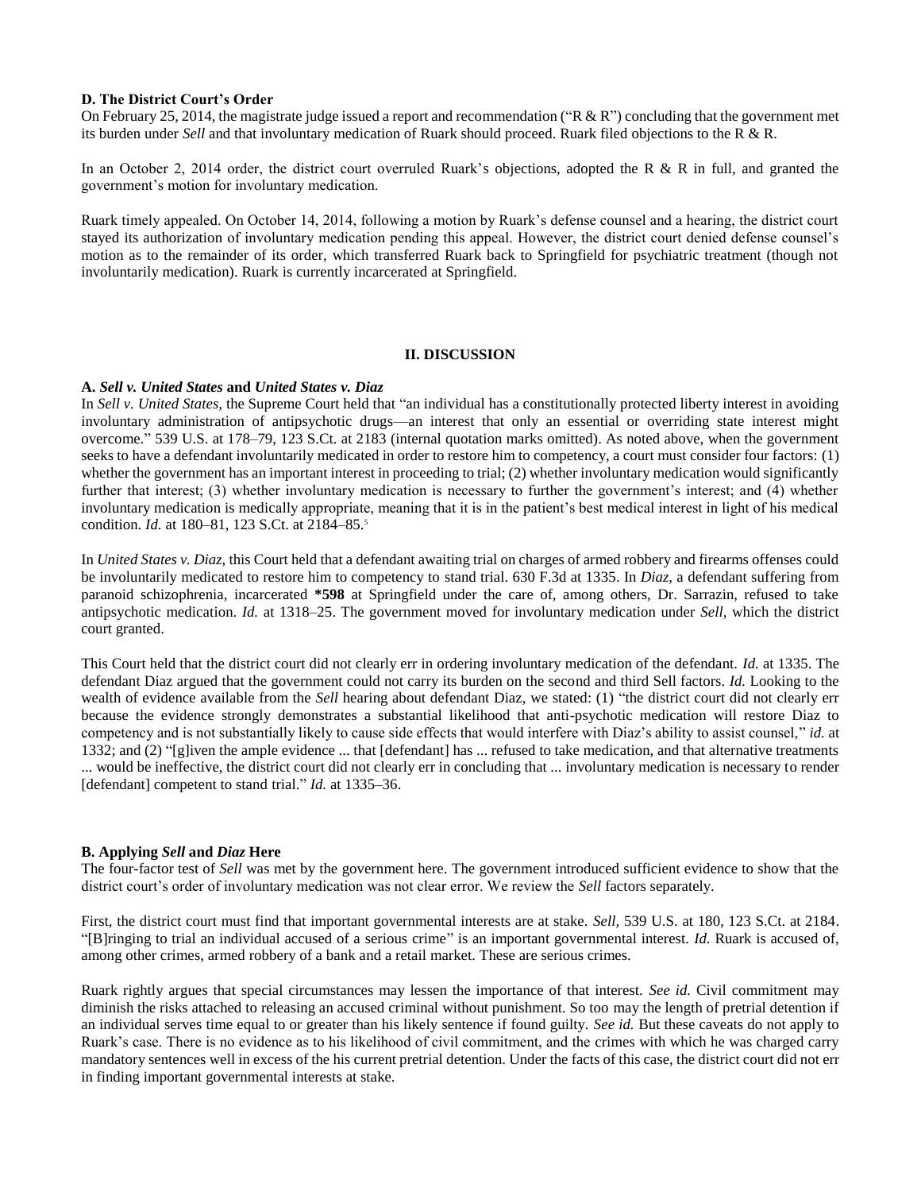### D. The District Court's Order

On February 25, 2014, the magistrate judge issued a report and recommendation ("R & R") concluding that the government met its burden under *Sell* and that involuntary medication of Ruark should proceed. Ruark filed objections to the R & R.

In an October 2, 2014 order, the district court overruled Ruark's objections, adopted the R & R in full, and granted the government's motion for involuntary medication.

Ruark timely appealed. On October 14, 2014, following a motion by Ruark's defense counsel and a hearing, the district court stayed its authorization of involuntary medication pending this appeal. However, the district court denied defense counsel's motion as to the remainder of its order, which transferred Ruark back to Springfield for psychiatric treatment (though not involuntarily medication). Ruark is currently incarcerated at Springfield.

## II. DISCUSSION

### A. *Sell v. United States* and *United States v. Diaz*

In *Sell v. United States,* the Supreme Court held that "an individual has a constitutionally protected liberty interest in avoiding involuntary administration of antipsychotic drugs—an interest that only an essential or overriding state interest might overcome." 539 U.S. at 178–79, 123 S.Ct. at 2183 (internal quotation marks omitted). As noted above, when the government seeks to have a defendant involuntarily medicated in order to restore him to competency, a court must consider four factors: (1) whether the government has an important interest in proceeding to trial; (2) whether involuntary medication would significantly further that interest; (3) whether involuntary medication is necessary to further the government's interest; and (4) whether involuntary medication is medically appropriate, meaning that it is in the patient's best medical interest in light of his medical condition. *Id.* at 180–81, 123 S.Ct. at 2184–85.[5]

In *United States v. Diaz,* this Court held that a defendant awaiting trial on charges of armed robbery and firearms offenses could be involuntarily medicated to restore him to competency to stand trial. 630 F.3d at 1335. In *Diaz,* a defendant suffering from paranoid schizophrenia, incarcerated **\*598** at Springfield under the care of, among others, Dr. Sarrazin, refused to take antipsychotic medication. *Id.* at 1318–25. The government moved for involuntary medication under *Sell,* which the district court granted.

This Court held that the district court did not clearly err in ordering involuntary medication of the defendant. *Id.* at 1335. The defendant Diaz argued that the government could not carry its burden on the second and third Sell factors. *Id.* Looking to the wealth of evidence available from the *Sell* hearing about defendant Diaz, we stated: (1) "the district court did not clearly err because the evidence strongly demonstrates a substantial likelihood that anti-psychotic medication will restore Diaz to competency and is not substantially likely to cause side effects that would interfere with Diaz's ability to assist counsel," *id.* at 1332; and (2) "[g]iven the ample evidence ... that [defendant] has ... refused to take medication, and that alternative treatments ... would be ineffective, the district court did not clearly err in concluding that ... involuntary medication is necessary to render [defendant] competent to stand trial." *Id.* at 1335–36.

### B. Applying *Sell* and *Diaz* Here

The four-factor test of *Sell* was met by the government here. The government introduced sufficient evidence to show that the district court's order of involuntary medication was not clear error. We review the *Sell* factors separately.

First, the district court must find that important governmental interests are at stake. *Sell,* 539 U.S. at 180, 123 S.Ct. at 2184. "[B]ringing to trial an individual accused of a serious crime" is an important governmental interest. *Id.* Ruark is accused of, among other crimes, armed robbery of a bank and a retail market. These are serious crimes.

Ruark rightly argues that special circumstances may lessen the importance of that interest. *See id.* Civil commitment may diminish the risks attached to releasing an accused criminal without punishment. So too may the length of pretrial detention if an individual serves time equal to or greater than his likely sentence if found guilty. *See id.* But these caveats do not apply to Ruark's case. There is no evidence as to his likelihood of civil commitment, and the crimes with which he was charged carry mandatory sentences well in excess of the his current pretrial detention. Under the facts of this case, the district court did not err in finding important governmental interests at stake.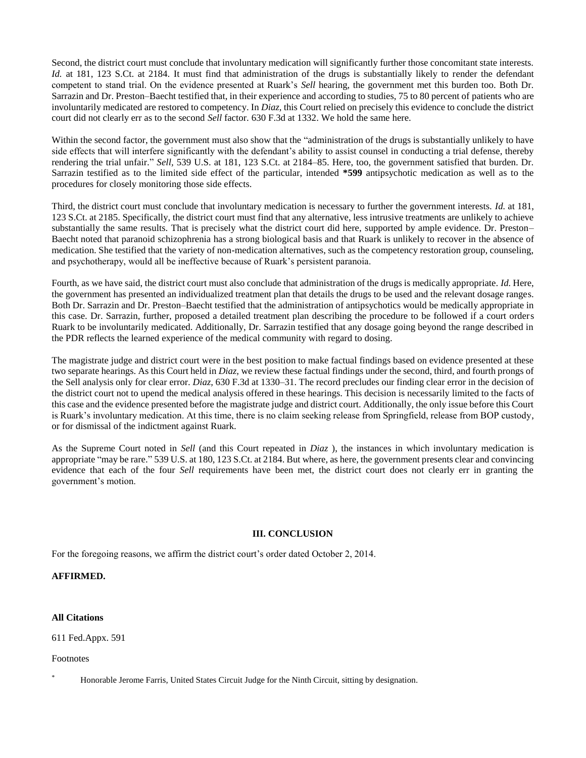Second, the district court must conclude that involuntary medication will significantly further those concomitant state interests. *Id.* at 181, 123 S.Ct. at 2184. It must find that administration of the drugs is substantially likely to render the defendant competent to stand trial. On the evidence presented at Ruark's *Sell* hearing, the government met this burden too. Both Dr. Sarrazin and Dr. Preston–Baecht testified that, in their experience and according to studies, 75 to 80 percent of patients who are involuntarily medicated are restored to competency. In *Diaz,* this Court relied on precisely this evidence to conclude the district court did not clearly err as to the second *Sell* factor. 630 F.3d at 1332. We hold the same here.

Within the second factor, the government must also show that the "administration of the drugs is substantially unlikely to have side effects that will interfere significantly with the defendant's ability to assist counsel in conducting a trial defense, thereby rendering the trial unfair." *Sell,* 539 U.S. at 181, 123 S.Ct. at 2184–85. Here, too, the government satisfied that burden. Dr. Sarrazin testified as to the limited side effect of the particular, intended **\*599** antipsychotic medication as well as to the procedures for closely monitoring those side effects.

Third, the district court must conclude that involuntary medication is necessary to further the government interests. *Id.* at 181, 123 S.Ct. at 2185. Specifically, the district court must find that any alternative, less intrusive treatments are unlikely to achieve substantially the same results. That is precisely what the district court did here, supported by ample evidence. Dr. Preston–Baecht noted that paranoid schizophrenia has a strong biological basis and that Ruark is unlikely to recover in the absence of medication. She testified that the variety of non-medication alternatives, such as the competency restoration group, counseling, and psychotherapy, would all be ineffective because of Ruark's persistent paranoia.

Fourth, as we have said, the district court must also conclude that administration of the drugs is medically appropriate. *Id.* Here, the government has presented an individualized treatment plan that details the drugs to be used and the relevant dosage ranges. Both Dr. Sarrazin and Dr. Preston–Baecht testified that the administration of antipsychotics would be medically appropriate in this case. Dr. Sarrazin, further, proposed a detailed treatment plan describing the procedure to be followed if a court orders Ruark to be involuntarily medicated. Additionally, Dr. Sarrazin testified that any dosage going beyond the range described in the PDR reflects the learned experience of the medical community with regard to dosing.

The magistrate judge and district court were in the best position to make factual findings based on evidence presented at these two separate hearings. As this Court held in *Diaz,* we review these factual findings under the second, third, and fourth prongs of the Sell analysis only for clear error. *Diaz,* 630 F.3d at 1330–31. The record precludes our finding clear error in the decision of the district court not to upend the medical analysis offered in these hearings. This decision is necessarily limited to the facts of this case and the evidence presented before the magistrate judge and district court. Additionally, the only issue before this Court is Ruark's involuntary medication. At this time, there is no claim seeking release from Springfield, release from BOP custody, or for dismissal of the indictment against Ruark.

As the Supreme Court noted in *Sell* (and this Court repeated in *Diaz* ), the instances in which involuntary medication is appropriate "may be rare." 539 U.S. at 180, 123 S.Ct. at 2184. But where, as here, the government presents clear and convincing evidence that each of the four *Sell* requirements have been met, the district court does not clearly err in granting the government's motion.

## III. CONCLUSION

For the foregoing reasons, we affirm the district court's order dated October 2, 2014.

**AFFIRMED.**

**All Citations**

611 Fed.Appx. 591

Footnotes

\* Honorable Jerome Farris, United States Circuit Judge for the Ninth Circuit, sitting by designation.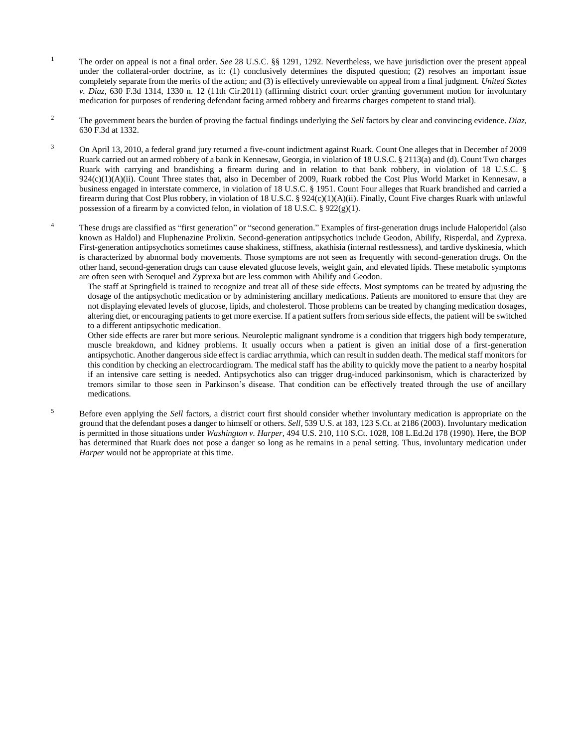1 The order on appeal is not a final order. *See* 28 U.S.C. §§ 1291, 1292. Nevertheless, we have jurisdiction over the present appeal under the collateral-order doctrine, as it: (1) conclusively determines the disputed question; (2) resolves an important issue completely separate from the merits of the action; and (3) is effectively unreviewable on appeal from a final judgment. *United States v. Diaz,* 630 F.3d 1314, 1330 n. 12 (11th Cir.2011) (affirming district court order granting government motion for involuntary medication for purposes of rendering defendant facing armed robbery and firearms charges competent to stand trial).

2 The government bears the burden of proving the factual findings underlying the *Sell* factors by clear and convincing evidence. *Diaz,* 630 F.3d at 1332.

3 On April 13, 2010, a federal grand jury returned a five-count indictment against Ruark. Count One alleges that in December of 2009 Ruark carried out an armed robbery of a bank in Kennesaw, Georgia, in violation of 18 U.S.C. § 2113(a) and (d). Count Two charges Ruark with carrying and brandishing a firearm during and in relation to that bank robbery, in violation of 18 U.S.C. § 924(c)(1)(A)(ii). Count Three states that, also in December of 2009, Ruark robbed the Cost Plus World Market in Kennesaw, a business engaged in interstate commerce, in violation of 18 U.S.C. § 1951. Count Four alleges that Ruark brandished and carried a firearm during that Cost Plus robbery, in violation of 18 U.S.C. § 924(c)(1)(A)(ii). Finally, Count Five charges Ruark with unlawful possession of a firearm by a convicted felon, in violation of 18 U.S.C. § 922(g)(1).

4 These drugs are classified as "first generation" or "second generation." Examples of first-generation drugs include Haloperidol (also known as Haldol) and Fluphenazine Prolixin. Second-generation antipsychotics include Geodon, Abilify, Risperdal, and Zyprexa. First-generation antipsychotics sometimes cause shakiness, stiffness, akathisia (internal restlessness), and tardive dyskinesia, which is characterized by abnormal body movements. Those symptoms are not seen as frequently with second-generation drugs. On the other hand, second-generation drugs can cause elevated glucose levels, weight gain, and elevated lipids. These metabolic symptoms are often seen with Seroquel and Zyprexa but are less common with Abilify and Geodon.

The staff at Springfield is trained to recognize and treat all of these side effects. Most symptoms can be treated by adjusting the dosage of the antipsychotic medication or by administering ancillary medications. Patients are monitored to ensure that they are not displaying elevated levels of glucose, lipids, and cholesterol. Those problems can be treated by changing medication dosages, altering diet, or encouraging patients to get more exercise. If a patient suffers from serious side effects, the patient will be switched to a different antipsychotic medication.

Other side effects are rarer but more serious. Neuroleptic malignant syndrome is a condition that triggers high body temperature, muscle breakdown, and kidney problems. It usually occurs when a patient is given an initial dose of a first-generation antipsychotic. Another dangerous side effect is cardiac arrythmia, which can result in sudden death. The medical staff monitors for this condition by checking an electrocardiogram. The medical staff has the ability to quickly move the patient to a nearby hospital if an intensive care setting is needed. Antipsychotics also can trigger drug-induced parkinsonism, which is characterized by tremors similar to those seen in Parkinson's disease. That condition can be effectively treated through the use of ancillary medications.

5 Before even applying the *Sell* factors, a district court first should consider whether involuntary medication is appropriate on the ground that the defendant poses a danger to himself or others. *Sell,* 539 U.S. at 183, 123 S.Ct. at 2186 (2003). Involuntary medication is permitted in those situations under *Washington v. Harper,* 494 U.S. 210, 110 S.Ct. 1028, 108 L.Ed.2d 178 (1990). Here, the BOP has determined that Ruark does not pose a danger so long as he remains in a penal setting. Thus, involuntary medication under *Harper* would not be appropriate at this time.